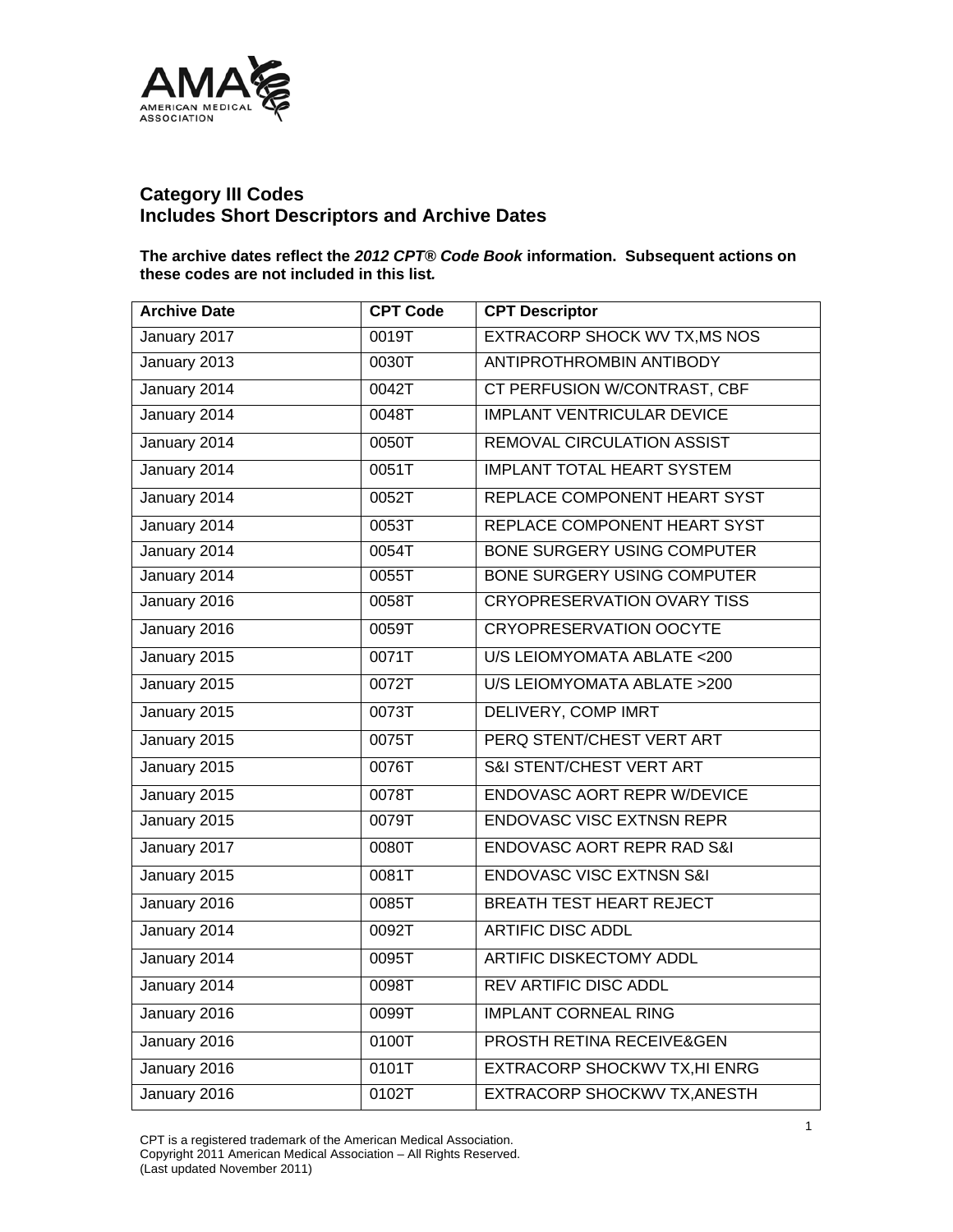## Category III Codes
## Includes Short Descriptors and Archive Dates

**The archive dates reflect the *2012 CPT® Code Book* information. Subsequent actions on these codes are not included in this list.**

| Archive Date | CPT Code | CPT Descriptor |
|---|---|---|
| January 2017 | 0019T | EXTRACORP SHOCK WV TX,MS NOS |
| January 2013 | 0030T | ANTIPROTHROMBIN ANTIBODY |
| January 2014 | 0042T | CT PERFUSION W/CONTRAST, CBF |
| January 2014 | 0048T | IMPLANT VENTRICULAR DEVICE |
| January 2014 | 0050T | REMOVAL CIRCULATION ASSIST |
| January 2014 | 0051T | IMPLANT TOTAL HEART SYSTEM |
| January 2014 | 0052T | REPLACE COMPONENT HEART SYST |
| January 2014 | 0053T | REPLACE COMPONENT HEART SYST |
| January 2014 | 0054T | BONE SURGERY USING COMPUTER |
| January 2014 | 0055T | BONE SURGERY USING COMPUTER |
| January 2016 | 0058T | CRYOPRESERVATION OVARY TISS |
| January 2016 | 0059T | CRYOPRESERVATION OOCYTE |
| January 2015 | 0071T | U/S LEIOMYOMATA ABLATE <200 |
| January 2015 | 0072T | U/S LEIOMYOMATA ABLATE >200 |
| January 2015 | 0073T | DELIVERY, COMP IMRT |
| January 2015 | 0075T | PERQ STENT/CHEST VERT ART |
| January 2015 | 0076T | S&I STENT/CHEST VERT ART |
| January 2015 | 0078T | ENDOVASC AORT REPR W/DEVICE |
| January 2015 | 0079T | ENDOVASC VISC EXTNSN REPR |
| January 2017 | 0080T | ENDOVASC AORT REPR RAD S&I |
| January 2015 | 0081T | ENDOVASC VISC EXTNSN S&I |
| January 2016 | 0085T | BREATH TEST HEART REJECT |
| January 2014 | 0092T | ARTIFIC DISC ADDL |
| January 2014 | 0095T | ARTIFIC DISKECTOMY ADDL |
| January 2014 | 0098T | REV ARTIFIC DISC ADDL |
| January 2016 | 0099T | IMPLANT CORNEAL RING |
| January 2016 | 0100T | PROSTH RETINA RECEIVE&GEN |
| January 2016 | 0101T | EXTRACORP SHOCKWV TX,HI ENRG |
| January 2016 | 0102T | EXTRACORP SHOCKWV TX,ANESTH |

CPT is a registered trademark of the American Medical Association.
Copyright 2011 American Medical Association – All Rights Reserved.
(Last updated November 2011)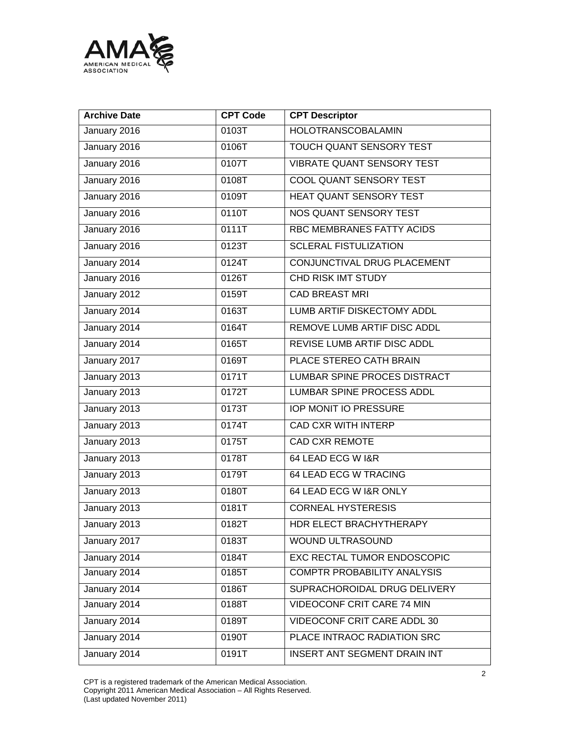| Archive Date | CPT Code | CPT Descriptor |
|---|---|---|
| January 2016 | 0103T | HOLOTRANSCOBALAMIN |
| January 2016 | 0106T | TOUCH QUANT SENSORY TEST |
| January 2016 | 0107T | VIBRATE QUANT SENSORY TEST |
| January 2016 | 0108T | COOL QUANT SENSORY TEST |
| January 2016 | 0109T | HEAT QUANT SENSORY TEST |
| January 2016 | 0110T | NOS QUANT SENSORY TEST |
| January 2016 | 0111T | RBC MEMBRANES FATTY ACIDS |
| January 2016 | 0123T | SCLERAL FISTULIZATION |
| January 2014 | 0124T | CONJUNCTIVAL DRUG PLACEMENT |
| January 2016 | 0126T | CHD RISK IMT STUDY |
| January 2012 | 0159T | CAD BREAST MRI |
| January 2014 | 0163T | LUMB ARTIF DISKECTOMY ADDL |
| January 2014 | 0164T | REMOVE LUMB ARTIF DISC ADDL |
| January 2014 | 0165T | REVISE LUMB ARTIF DISC ADDL |
| January 2017 | 0169T | PLACE STEREO CATH BRAIN |
| January 2013 | 0171T | LUMBAR SPINE PROCES DISTRACT |
| January 2013 | 0172T | LUMBAR SPINE PROCESS ADDL |
| January 2013 | 0173T | IOP MONIT IO PRESSURE |
| January 2013 | 0174T | CAD CXR WITH INTERP |
| January 2013 | 0175T | CAD CXR REMOTE |
| January 2013 | 0178T | 64 LEAD ECG W I&R |
| January 2013 | 0179T | 64 LEAD ECG W TRACING |
| January 2013 | 0180T | 64 LEAD ECG W I&R ONLY |
| January 2013 | 0181T | CORNEAL HYSTERESIS |
| January 2013 | 0182T | HDR ELECT BRACHYTHERAPY |
| January 2017 | 0183T | WOUND ULTRASOUND |
| January 2014 | 0184T | EXC RECTAL TUMOR ENDOSCOPIC |
| January 2014 | 0185T | COMPTR PROBABILITY ANALYSIS |
| January 2014 | 0186T | SUPRACHOROIDAL DRUG DELIVERY |
| January 2014 | 0188T | VIDEOCONF CRIT CARE 74 MIN |
| January 2014 | 0189T | VIDEOCONF CRIT CARE ADDL 30 |
| January 2014 | 0190T | PLACE INTRAOC RADIATION SRC |
| January 2014 | 0191T | INSERT ANT SEGMENT DRAIN INT |

CPT is a registered trademark of the American Medical Association.
Copyright 2011 American Medical Association – All Rights Reserved.
(Last updated November 2011)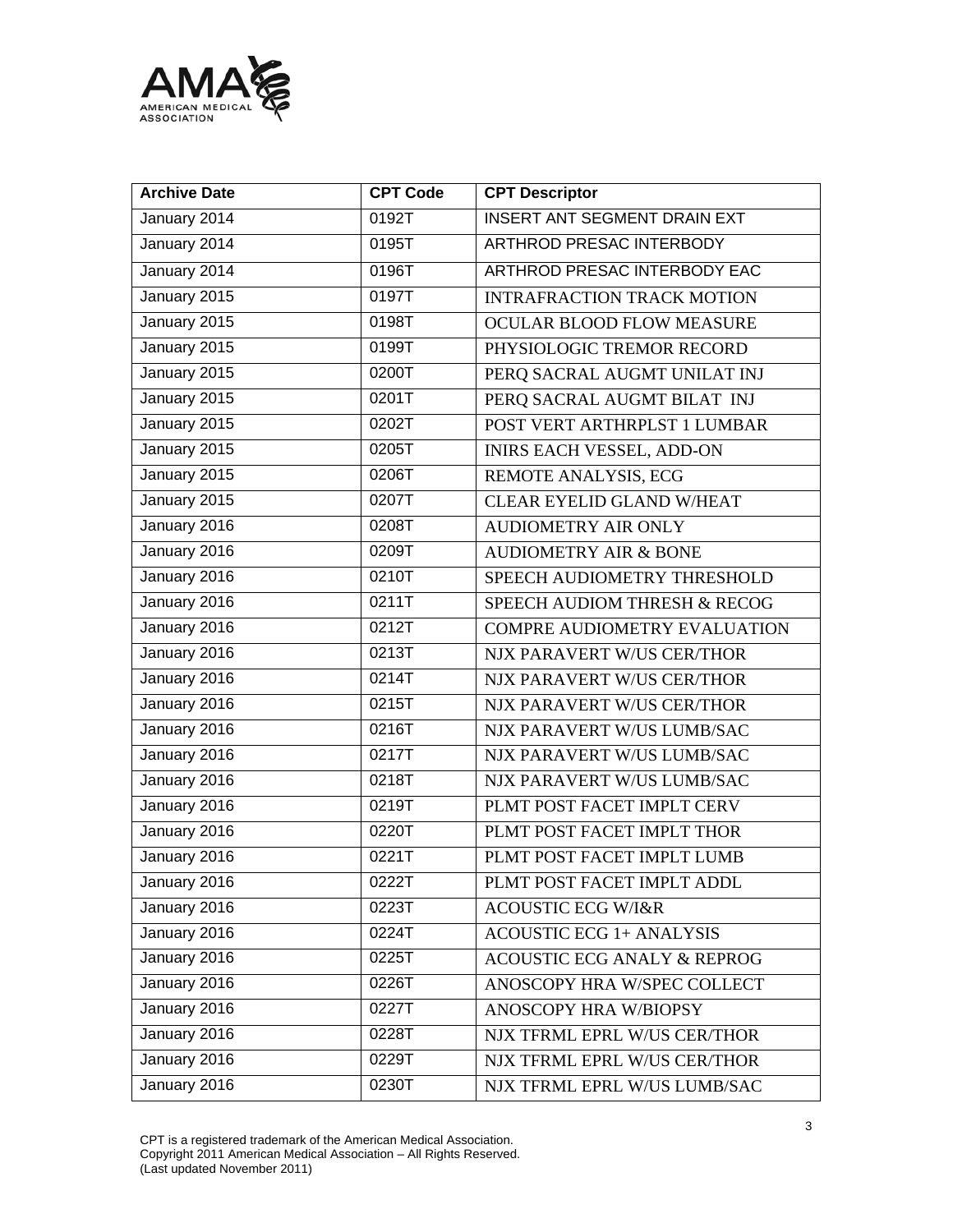| Archive Date | CPT Code | CPT Descriptor |
|---|---|---|
| January 2014 | 0192T | INSERT ANT SEGMENT DRAIN EXT |
| January 2014 | 0195T | ARTHROD PRESAC INTERBODY |
| January 2014 | 0196T | ARTHROD PRESAC INTERBODY EAC |
| January 2015 | 0197T | INTRAFRACTION TRACK MOTION |
| January 2015 | 0198T | OCULAR BLOOD FLOW MEASURE |
| January 2015 | 0199T | PHYSIOLOGIC TREMOR RECORD |
| January 2015 | 0200T | PERQ SACRAL AUGMT UNILAT INJ |
| January 2015 | 0201T | PERQ SACRAL AUGMT BILAT INJ |
| January 2015 | 0202T | POST VERT ARTHRPLST 1 LUMBAR |
| January 2015 | 0205T | INIRS EACH VESSEL, ADD-ON |
| January 2015 | 0206T | REMOTE ANALYSIS, ECG |
| January 2015 | 0207T | CLEAR EYELID GLAND W/HEAT |
| January 2016 | 0208T | AUDIOMETRY AIR ONLY |
| January 2016 | 0209T | AUDIOMETRY AIR & BONE |
| January 2016 | 0210T | SPEECH AUDIOMETRY THRESHOLD |
| January 2016 | 0211T | SPEECH AUDIOM THRESH & RECOG |
| January 2016 | 0212T | COMPRE AUDIOMETRY EVALUATION |
| January 2016 | 0213T | NJX PARAVERT W/US CER/THOR |
| January 2016 | 0214T | NJX PARAVERT W/US CER/THOR |
| January 2016 | 0215T | NJX PARAVERT W/US CER/THOR |
| January 2016 | 0216T | NJX PARAVERT W/US LUMB/SAC |
| January 2016 | 0217T | NJX PARAVERT W/US LUMB/SAC |
| January 2016 | 0218T | NJX PARAVERT W/US LUMB/SAC |
| January 2016 | 0219T | PLMT POST FACET IMPLT CERV |
| January 2016 | 0220T | PLMT POST FACET IMPLT THOR |
| January 2016 | 0221T | PLMT POST FACET IMPLT LUMB |
| January 2016 | 0222T | PLMT POST FACET IMPLT ADDL |
| January 2016 | 0223T | ACOUSTIC ECG W/I&R |
| January 2016 | 0224T | ACOUSTIC ECG 1+ ANALYSIS |
| January 2016 | 0225T | ACOUSTIC ECG ANALY & REPROG |
| January 2016 | 0226T | ANOSCOPY HRA W/SPEC COLLECT |
| January 2016 | 0227T | ANOSCOPY HRA W/BIOPSY |
| January 2016 | 0228T | NJX TFRML EPRL W/US CER/THOR |
| January 2016 | 0229T | NJX TFRML EPRL W/US CER/THOR |
| January 2016 | 0230T | NJX TFRML EPRL W/US LUMB/SAC |

CPT is a registered trademark of the American Medical Association.
Copyright 2011 American Medical Association – All Rights Reserved.
(Last updated November 2011)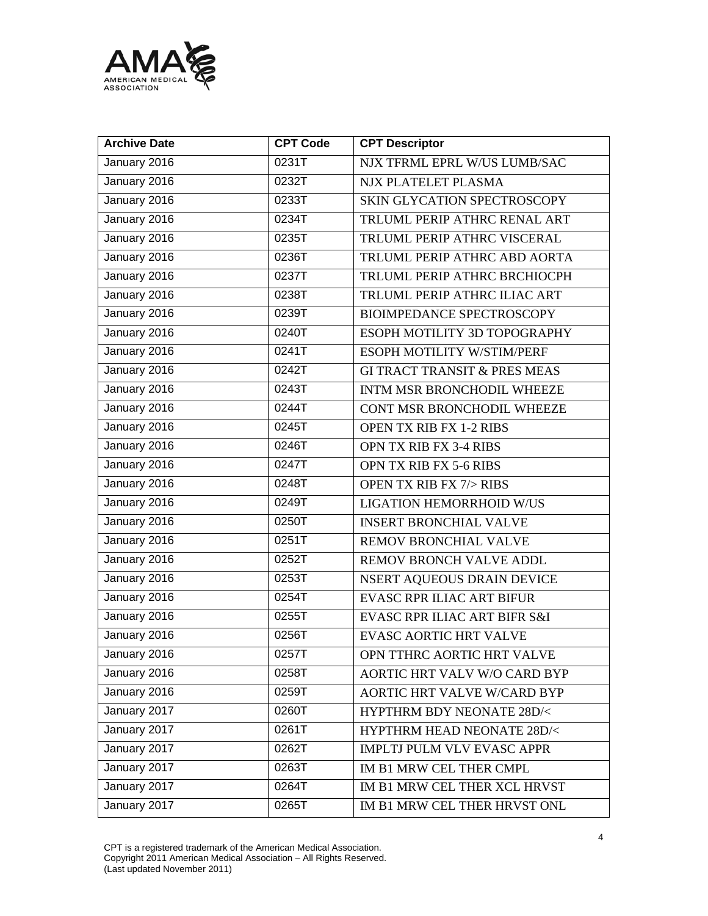| Archive Date | CPT Code | CPT Descriptor |
|---|---|---|
| January 2016 | 0231T | NJX TFRML EPRL W/US LUMB/SAC |
| January 2016 | 0232T | NJX PLATELET PLASMA |
| January 2016 | 0233T | SKIN GLYCATION SPECTROSCOPY |
| January 2016 | 0234T | TRLUML PERIP ATHRC RENAL ART |
| January 2016 | 0235T | TRLUML PERIP ATHRC VISCERAL |
| January 2016 | 0236T | TRLUML PERIP ATHRC ABD AORTA |
| January 2016 | 0237T | TRLUML PERIP ATHRC BRCHIOCPH |
| January 2016 | 0238T | TRLUML PERIP ATHRC ILIAC ART |
| January 2016 | 0239T | BIOIMPEDANCE SPECTROSCOPY |
| January 2016 | 0240T | ESOPH MOTILITY 3D TOPOGRAPHY |
| January 2016 | 0241T | ESOPH MOTILITY W/STIM/PERF |
| January 2016 | 0242T | GI TRACT TRANSIT & PRES MEAS |
| January 2016 | 0243T | INTM MSR BRONCHODIL WHEEZE |
| January 2016 | 0244T | CONT MSR BRONCHODIL WHEEZE |
| January 2016 | 0245T | OPEN TX RIB FX 1-2 RIBS |
| January 2016 | 0246T | OPN TX RIB FX 3-4 RIBS |
| January 2016 | 0247T | OPN TX RIB FX 5-6 RIBS |
| January 2016 | 0248T | OPEN TX RIB FX 7/> RIBS |
| January 2016 | 0249T | LIGATION HEMORRHOID W/US |
| January 2016 | 0250T | INSERT BRONCHIAL VALVE |
| January 2016 | 0251T | REMOV BRONCHIAL VALVE |
| January 2016 | 0252T | REMOV BRONCH VALVE ADDL |
| January 2016 | 0253T | NSERT AQUEOUS DRAIN DEVICE |
| January 2016 | 0254T | EVASC RPR ILIAC ART BIFUR |
| January 2016 | 0255T | EVASC RPR ILIAC ART BIFR S&I |
| January 2016 | 0256T | EVASC AORTIC HRT VALVE |
| January 2016 | 0257T | OPN TTHRC AORTIC HRT VALVE |
| January 2016 | 0258T | AORTIC HRT VALV W/O CARD BYP |
| January 2016 | 0259T | AORTIC HRT VALVE W/CARD BYP |
| January 2017 | 0260T | HYPTHRM BDY NEONATE 28D/< |
| January 2017 | 0261T | HYPTHRM HEAD NEONATE 28D/< |
| January 2017 | 0262T | IMPLTJ PULM VLV EVASC APPR |
| January 2017 | 0263T | IM B1 MRW CEL THER CMPL |
| January 2017 | 0264T | IM B1 MRW CEL THER XCL HRVST |
| January 2017 | 0265T | IM B1 MRW CEL THER HRVST ONL |

CPT is a registered trademark of the American Medical Association.
Copyright 2011 American Medical Association – All Rights Reserved.
(Last updated November 2011)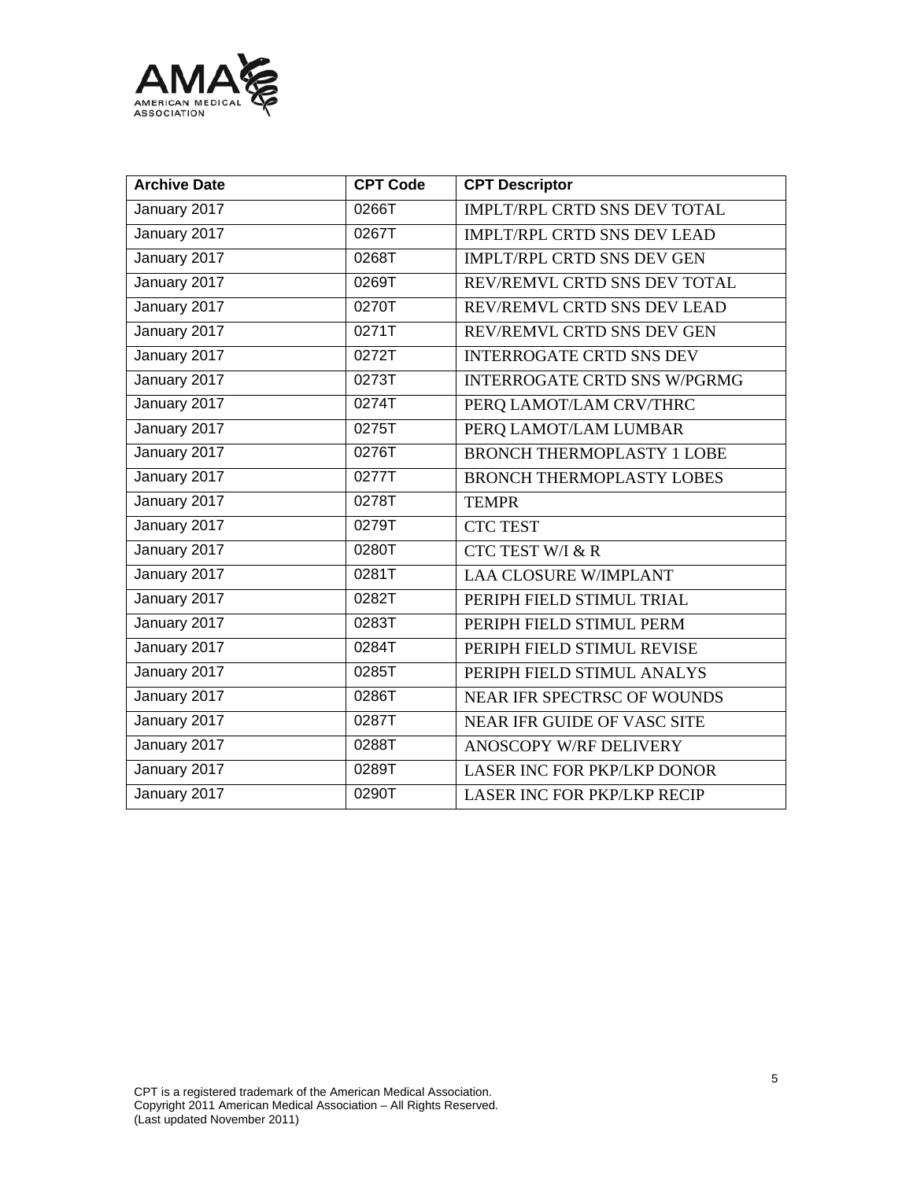| Archive Date | CPT Code | CPT Descriptor |
|---|---|---|
| January 2017 | 0266T | IMPLT/RPL CRTD SNS DEV TOTAL |
| January 2017 | 0267T | IMPLT/RPL CRTD SNS DEV LEAD |
| January 2017 | 0268T | IMPLT/RPL CRTD SNS DEV GEN |
| January 2017 | 0269T | REV/REMVL CRTD SNS DEV TOTAL |
| January 2017 | 0270T | REV/REMVL CRTD SNS DEV LEAD |
| January 2017 | 0271T | REV/REMVL CRTD SNS DEV GEN |
| January 2017 | 0272T | INTERROGATE CRTD SNS DEV |
| January 2017 | 0273T | INTERROGATE CRTD SNS W/PGRMG |
| January 2017 | 0274T | PERQ LAMOT/LAM CRV/THRC |
| January 2017 | 0275T | PERQ LAMOT/LAM LUMBAR |
| January 2017 | 0276T | BRONCH THERMOPLASTY 1 LOBE |
| January 2017 | 0277T | BRONCH THERMOPLASTY LOBES |
| January 2017 | 0278T | TEMPR |
| January 2017 | 0279T | CTC TEST |
| January 2017 | 0280T | CTC TEST W/I & R |
| January 2017 | 0281T | LAA CLOSURE W/IMPLANT |
| January 2017 | 0282T | PERIPH FIELD STIMUL TRIAL |
| January 2017 | 0283T | PERIPH FIELD STIMUL PERM |
| January 2017 | 0284T | PERIPH FIELD STIMUL REVISE |
| January 2017 | 0285T | PERIPH FIELD STIMUL ANALYS |
| January 2017 | 0286T | NEAR IFR SPECTRSC OF WOUNDS |
| January 2017 | 0287T | NEAR IFR GUIDE OF VASC SITE |
| January 2017 | 0288T | ANOSCOPY W/RF DELIVERY |
| January 2017 | 0289T | LASER INC FOR PKP/LKP DONOR |
| January 2017 | 0290T | LASER INC FOR PKP/LKP RECIP |

CPT is a registered trademark of the American Medical Association.
Copyright 2011 American Medical Association – All Rights Reserved.
(Last updated November 2011)